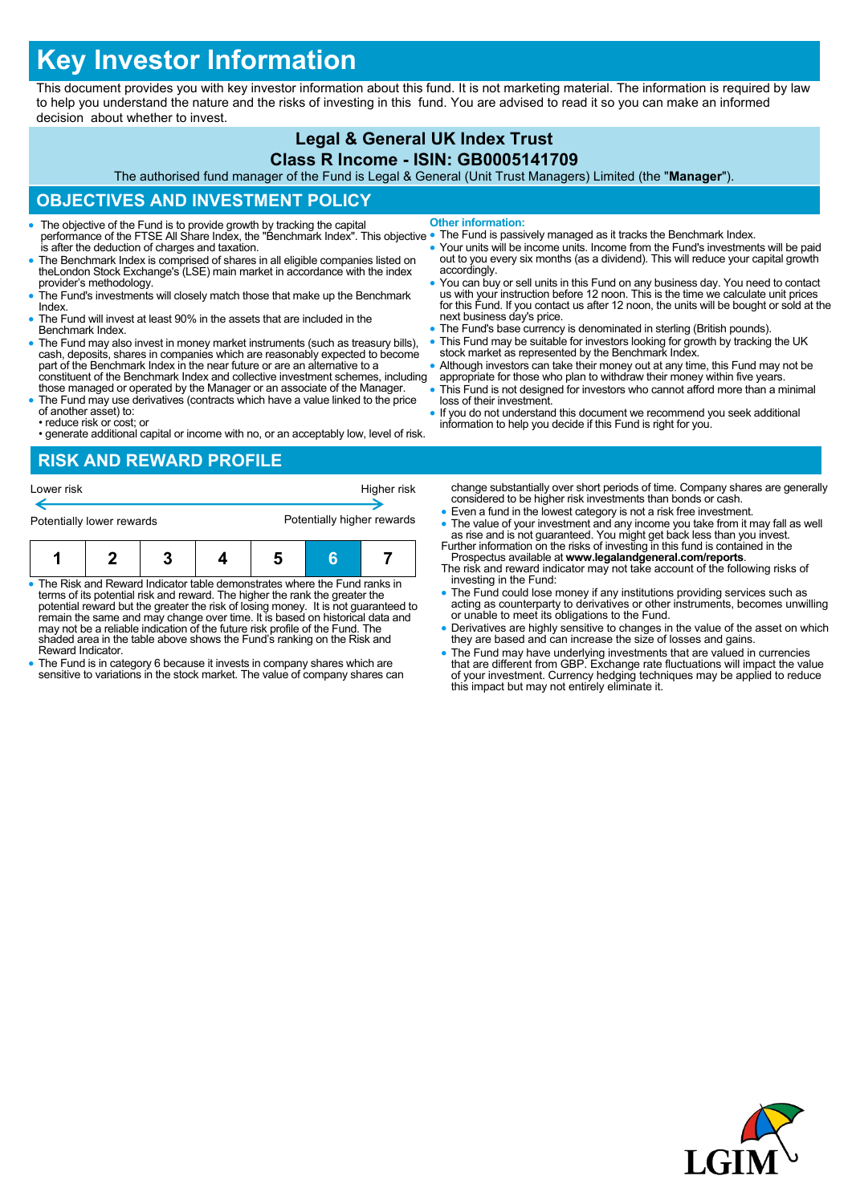# Key Investor Information

This document provides you with key investor information about this fund. It is not marketing material. The information is required by law to help you understand the nature and the risks of investing in this fund. You are advised to read it so you can make an informed decision about whether to invest.

## Legal & General UK Index Trust
## Class R Income - ISIN: GB0005141709

The authorised fund manager of the Fund is Legal & General (Unit Trust Managers) Limited (the "**Manager**").

## OBJECTIVES AND INVESTMENT POLICY

- The objective of the Fund is to provide growth by tracking the capital performance of the FTSE All Share Index, the "Benchmark Index". This objective is after the deduction of charges and taxation.
- The Benchmark Index is comprised of shares in all eligible companies listed on theLondon Stock Exchange's (LSE) main market in accordance with the index provider's methodology.
- The Fund's investments will closely match those that make up the Benchmark Index.
- The Fund will invest at least 90% in the assets that are included in the Benchmark Index.
- The Fund may also invest in money market instruments (such as treasury bills), cash, deposits, shares in companies which are reasonably expected to become part of the Benchmark Index in the near future or are an alternative to a constituent of the Benchmark Index and collective investment schemes, including those managed or operated by the Manager or an associate of the Manager.
- The Fund may use derivatives (contracts which have a value linked to the price of another asset) to:
  • reduce risk or cost; or
  • generate additional capital or income with no, or an acceptably low, level of risk.

**Other information:**

- The Fund is passively managed as it tracks the Benchmark Index.
- Your units will be income units. Income from the Fund's investments will be paid out to you every six months (as a dividend). This will reduce your capital growth accordingly.
- You can buy or sell units in this Fund on any business day. You need to contact us with your instruction before 12 noon. This is the time we calculate unit prices for this Fund. If you contact us after 12 noon, the units will be bought or sold at the next business day's price.
- The Fund's base currency is denominated in sterling (British pounds).
- This Fund may be suitable for investors looking for growth by tracking the UK stock market as represented by the Benchmark Index.
- Although investors can take their money out at any time, this Fund may not be appropriate for those who plan to withdraw their money within five years.
- This Fund is not designed for investors who cannot afford more than a minimal loss of their investment.
- If you do not understand this document we recommend you seek additional information to help you decide if this Fund is right for you.

## RISK AND REWARD PROFILE

Lower risk — Higher risk

Potentially lower rewards — Potentially higher rewards

| 1 | 2 | 3 | 4 | 5 | **6** | 7 |
|---|---|---|---|---|---|---|

- The Risk and Reward Indicator table demonstrates where the Fund ranks in terms of its potential risk and reward. The higher the rank the greater the potential reward but the greater the risk of losing money. It is not guaranteed to remain the same and may change over time. It is based on historical data and may not be a reliable indication of the future risk profile of the Fund. The shaded area in the table above shows the Fund's ranking on the Risk and Reward Indicator.
- The Fund is in category 6 because it invests in company shares which are sensitive to variations in the stock market. The value of company shares can change substantially over short periods of time. Company shares are generally considered to be higher risk investments than bonds or cash.
- Even a fund in the lowest category is not a risk free investment.
- The value of your investment and any income you take from it may fall as well as rise and is not guaranteed. You might get back less than you invest.

Further information on the risks of investing in this fund is contained in the Prospectus available at **www.legalandgeneral.com/reports**.

The risk and reward indicator may not take account of the following risks of investing in the Fund:

- The Fund could lose money if any institutions providing services such as acting as counterparty to derivatives or other instruments, becomes unwilling or unable to meet its obligations to the Fund.
- Derivatives are highly sensitive to changes in the value of the asset on which they are based and can increase the size of losses and gains.
- The Fund may have underlying investments that are valued in currencies that are different from GBP. Exchange rate fluctuations will impact the value of your investment. Currency hedging techniques may be applied to reduce this impact but may not entirely eliminate it.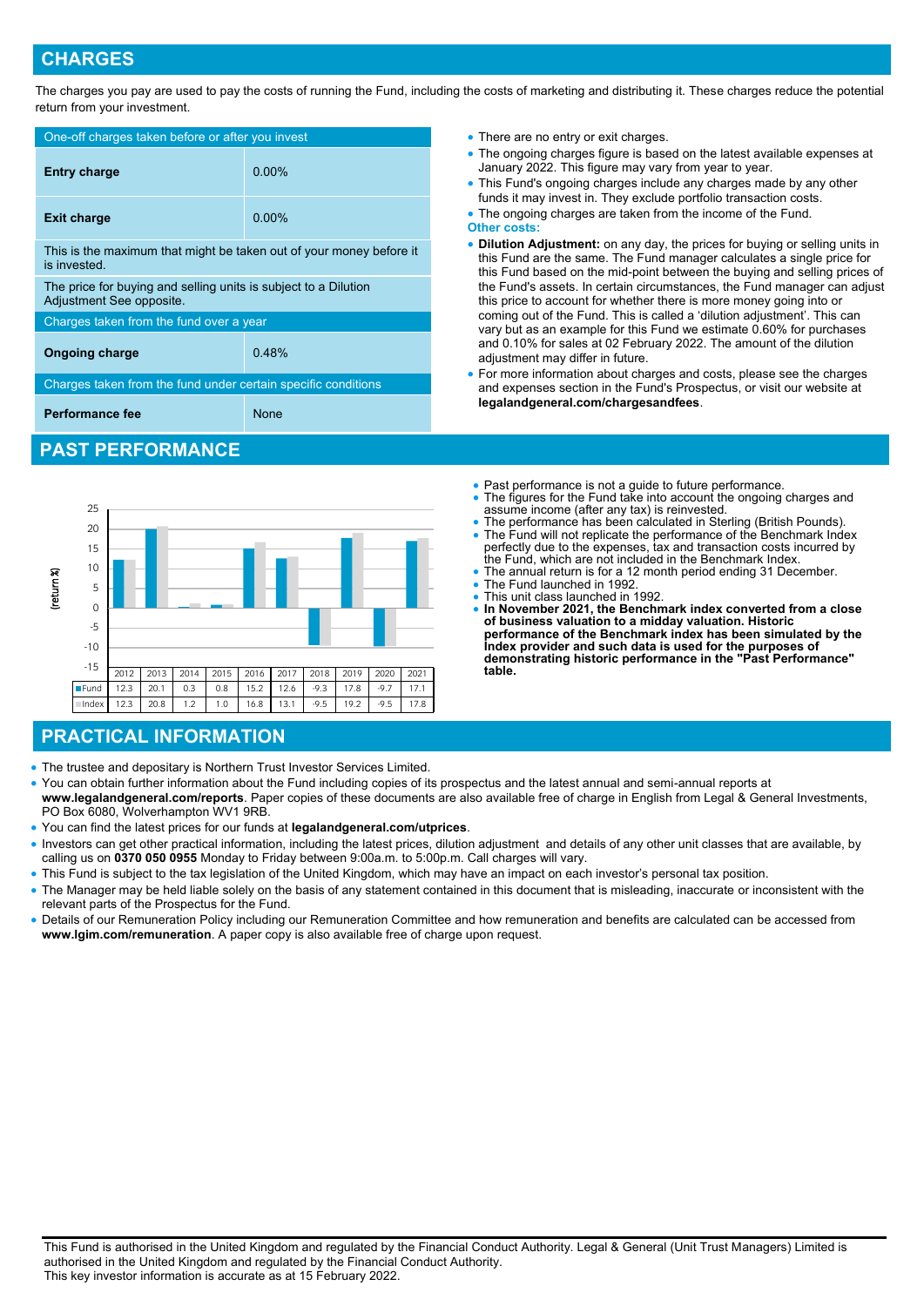## CHARGES

The charges you pay are used to pay the costs of running the Fund, including the costs of marketing and distributing it. These charges reduce the potential return from your investment.

| One-off charges taken before or after you invest | |
|---|---|
| **Entry charge** | 0.00% |
| **Exit charge** | 0.00% |
| This is the maximum that might be taken out of your money before it is invested. | |
| The price for buying and selling units is subject to a Dilution Adjustment See opposite. | |
| **Charges taken from the fund over a year** | |
| **Ongoing charge** | 0.48% |
| **Charges taken from the fund under certain specific conditions** | |
| **Performance fee** | None |

- There are no entry or exit charges.
- The ongoing charges figure is based on the latest available expenses at January 2022. This figure may vary from year to year.
- This Fund's ongoing charges include any charges made by any other funds it may invest in. They exclude portfolio transaction costs.
- The ongoing charges are taken from the income of the Fund.

**Other costs:**

- **Dilution Adjustment:** on any day, the prices for buying or selling units in this Fund are the same. The Fund manager calculates a single price for this Fund based on the mid-point between the buying and selling prices of the Fund's assets. In certain circumstances, the Fund manager can adjust this price to account for whether there is more money going into or coming out of the Fund. This is called a 'dilution adjustment'. This can vary but as an example for this Fund we estimate 0.60% for purchases and 0.10% for sales at 02 February 2022. The amount of the dilution adjustment may differ in future.
- For more information about charges and costs, please see the charges and expenses section in the Fund's Prospectus, or visit our website at **legalandgeneral.com/chargesandfees**.

## PAST PERFORMANCE

(return %)

25
20
15
10
5
0
-5
-10
-15

2012 2013 2014 2015 2016 2017 2018 2019 2020 2021

Fund 12.3 20.1 0.3 0.8 15.2 12.6 -9.3 17.8 -9.7 17.1

Index 12.3 20.8 1.2 1.0 16.8 13.1 -9.5 19.2 -9.5 17.8

- Past performance is not a guide to future performance.
- The figures for the Fund take into account the ongoing charges and assume income (after any tax) is reinvested.
- The performance has been calculated in Sterling (British Pounds).
- The Fund will not replicate the performance of the Benchmark Index perfectly due to the expenses, tax and transaction costs incurred by the Fund, which are not included in the Benchmark Index.
- The annual return is for a 12 month period ending 31 December.
- The Fund launched in 1992.
- This unit class launched in 1992.
- **In November 2021, the Benchmark index converted from a close of business valuation to a midday valuation. Historic performance of the Benchmark index has been simulated by the Index provider and such data is used for the purposes of demonstrating historic performance in the "Past Performance" table.**

## PRACTICAL INFORMATION

- The trustee and depositary is Northern Trust Investor Services Limited.
- You can obtain further information about the Fund including copies of its prospectus and the latest annual and semi-annual reports at **www.legalandgeneral.com/reports**. Paper copies of these documents are also available free of charge in English from Legal & General Investments, PO Box 6080, Wolverhampton WV1 9RB.
- You can find the latest prices for our funds at **legalandgeneral.com/utprices**.
- Investors can get other practical information, including the latest prices, dilution adjustment and details of any other unit classes that are available, by calling us on **0370 050 0955** Monday to Friday between 9:00a.m. to 5:00p.m. Call charges will vary.
- This Fund is subject to the tax legislation of the United Kingdom, which may have an impact on each investor's personal tax position.
- The Manager may be held liable solely on the basis of any statement contained in this document that is misleading, inaccurate or inconsistent with the relevant parts of the Prospectus for the Fund.
- Details of our Remuneration Policy including our Remuneration Committee and how remuneration and benefits are calculated can be accessed from **www.lgim.com/remuneration**. A paper copy is also available free of charge upon request.

This Fund is authorised in the United Kingdom and regulated by the Financial Conduct Authority. Legal & General (Unit Trust Managers) Limited is authorised in the United Kingdom and regulated by the Financial Conduct Authority.
This key investor information is accurate as at 15 February 2022.